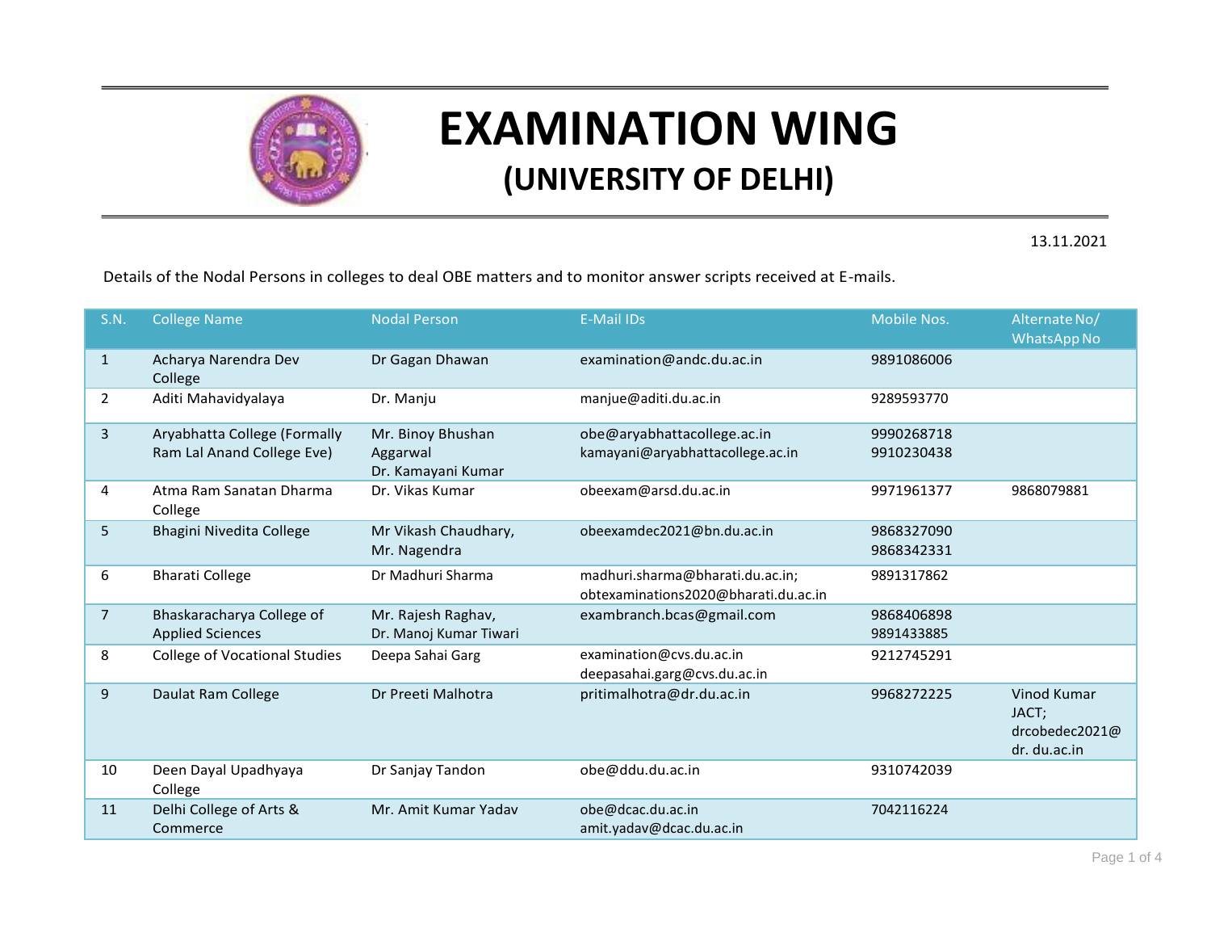# EXAMINATION WING

## (UNIVERSITY OF DELHI)

13.11.2021

Details of the Nodal Persons in colleges to deal OBE matters and to monitor answer scripts received at E-mails.

| S.N. | College Name | Nodal Person | E-Mail IDs | Mobile Nos. | Alternate No/ WhatsApp No |
|---|---|---|---|---|---|
| 1 | Acharya Narendra Dev College | Dr Gagan Dhawan | examination@andc.du.ac.in | 9891086006 | |
| 2 | Aditi Mahavidyalaya | Dr. Manju | manjue@aditi.du.ac.in | 9289593770 | |
| 3 | Aryabhatta College (Formally Ram Lal Anand College Eve) | Mr. Binoy Bhushan Aggarwal<br>Dr. Kamayani Kumar | obe@aryabhattacollege.ac.in<br>kamayani@aryabhattacollege.ac.in | 9990268718<br>9910230438 | |
| 4 | Atma Ram Sanatan Dharma College | Dr. Vikas Kumar | obeexam@arsd.du.ac.in | 9971961377 | 9868079881 |
| 5 | Bhagini Nivedita College | Mr Vikash Chaudhary,<br>Mr. Nagendra | obeexamdec2021@bn.du.ac.in | 9868327090<br>9868342331 | |
| 6 | Bharati College | Dr Madhuri Sharma | madhuri.sharma@bharati.du.ac.in;<br>obtexaminations2020@bharati.du.ac.in | 9891317862 | |
| 7 | Bhaskaracharya College of Applied Sciences | Mr. Rajesh Raghav,<br>Dr. Manoj Kumar Tiwari | exambranch.bcas@gmail.com | 9868406898<br>9891433885 | |
| 8 | College of Vocational Studies | Deepa Sahai Garg | examination@cvs.du.ac.in<br>deepasahai.garg@cvs.du.ac.in | 9212745291 | |
| 9 | Daulat Ram College | Dr Preeti Malhotra | pritimalhotra@dr.du.ac.in | 9968272225 | Vinod Kumar JACT; drcobedec2021@ dr. du.ac.in |
| 10 | Deen Dayal Upadhyaya College | Dr Sanjay Tandon | obe@ddu.du.ac.in | 9310742039 | |
| 11 | Delhi College of Arts & Commerce | Mr. Amit Kumar Yadav | obe@dcac.du.ac.in<br>amit.yadav@dcac.du.ac.in | 7042116224 | |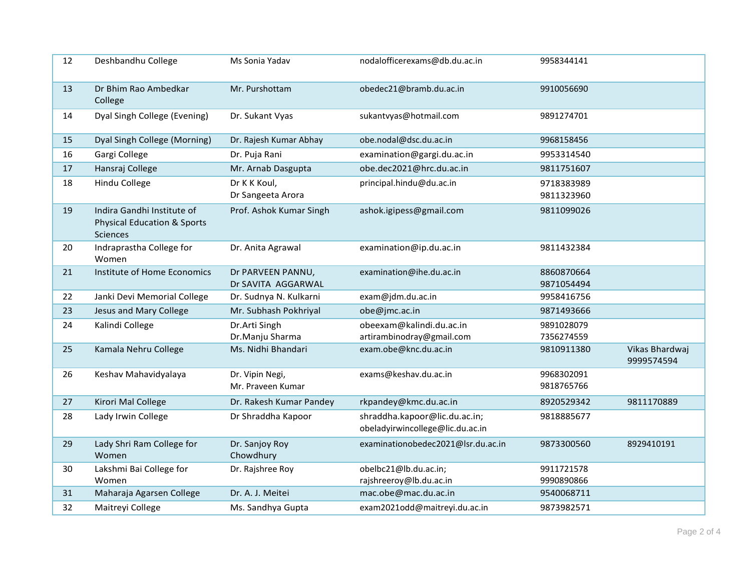| 12 | Deshbandhu College | Ms Sonia Yadav | nodalofficerexams@db.du.ac.in | 9958344141 | |
|---|---|---|---|---|---|
| 13 | Dr Bhim Rao Ambedkar College | Mr. Purshottam | obedec21@bramb.du.ac.in | 9910056690 | |
| 14 | Dyal Singh College (Evening) | Dr. Sukant Vyas | sukantvyas@hotmail.com | 9891274701 | |
| 15 | Dyal Singh College (Morning) | Dr. Rajesh Kumar Abhay | obe.nodal@dsc.du.ac.in | 9968158456 | |
| 16 | Gargi College | Dr. Puja Rani | examination@gargi.du.ac.in | 9953314540 | |
| 17 | Hansraj College | Mr. Arnab Dasgupta | obe.dec2021@hrc.du.ac.in | 9811751607 | |
| 18 | Hindu College | Dr K K Koul,<br>Dr Sangeeta Arora | principal.hindu@du.ac.in | 9718383989<br>9811323960 | |
| 19 | Indira Gandhi Institute of Physical Education & Sports Sciences | Prof. Ashok Kumar Singh | ashok.igipess@gmail.com | 9811099026 | |
| 20 | Indraprastha College for Women | Dr. Anita Agrawal | examination@ip.du.ac.in | 9811432384 | |
| 21 | Institute of Home Economics | Dr PARVEEN PANNU,<br>Dr SAVITA AGGARWAL | examination@ihe.du.ac.in | 8860870664<br>9871054494 | |
| 22 | Janki Devi Memorial College | Dr. Sudnya N. Kulkarni | exam@jdm.du.ac.in | 9958416756 | |
| 23 | Jesus and Mary College | Mr. Subhash Pokhriyal | obe@jmc.ac.in | 9871493666 | |
| 24 | Kalindi College | Dr.Arti Singh<br>Dr.Manju Sharma | obeexam@kalindi.du.ac.in<br>artirambinodray@gmail.com | 9891028079<br>7356274559 | |
| 25 | Kamala Nehru College | Ms. Nidhi Bhandari | exam.obe@knc.du.ac.in | 9810911380 | Vikas Bhardwaj 9999574594 |
| 26 | Keshav Mahavidyalaya | Dr. Vipin Negi,<br>Mr. Praveen Kumar | exams@keshav.du.ac.in | 9968302091<br>9818765766 | |
| 27 | Kirori Mal College | Dr. Rakesh Kumar Pandey | rkpandey@kmc.du.ac.in | 8920529342 | 9811170889 |
| 28 | Lady Irwin College | Dr Shraddha Kapoor | shraddha.kapoor@lic.du.ac.in;<br>obeladyirwincollege@lic.du.ac.in | 9818885677 | |
| 29 | Lady Shri Ram College for Women | Dr. Sanjoy Roy Chowdhury | examinationobedec2021@lsr.du.ac.in | 9873300560 | 8929410191 |
| 30 | Lakshmi Bai College for Women | Dr. Rajshree Roy | obelbc21@lb.du.ac.in;<br>rajshreeroy@lb.du.ac.in | 9911721578<br>9990890866 | |
| 31 | Maharaja Agarsen College | Dr. A. J. Meitei | mac.obe@mac.du.ac.in | 9540068711 | |
| 32 | Maitreyi College | Ms. Sandhya Gupta | exam2021odd@maitreyi.du.ac.in | 9873982571 | |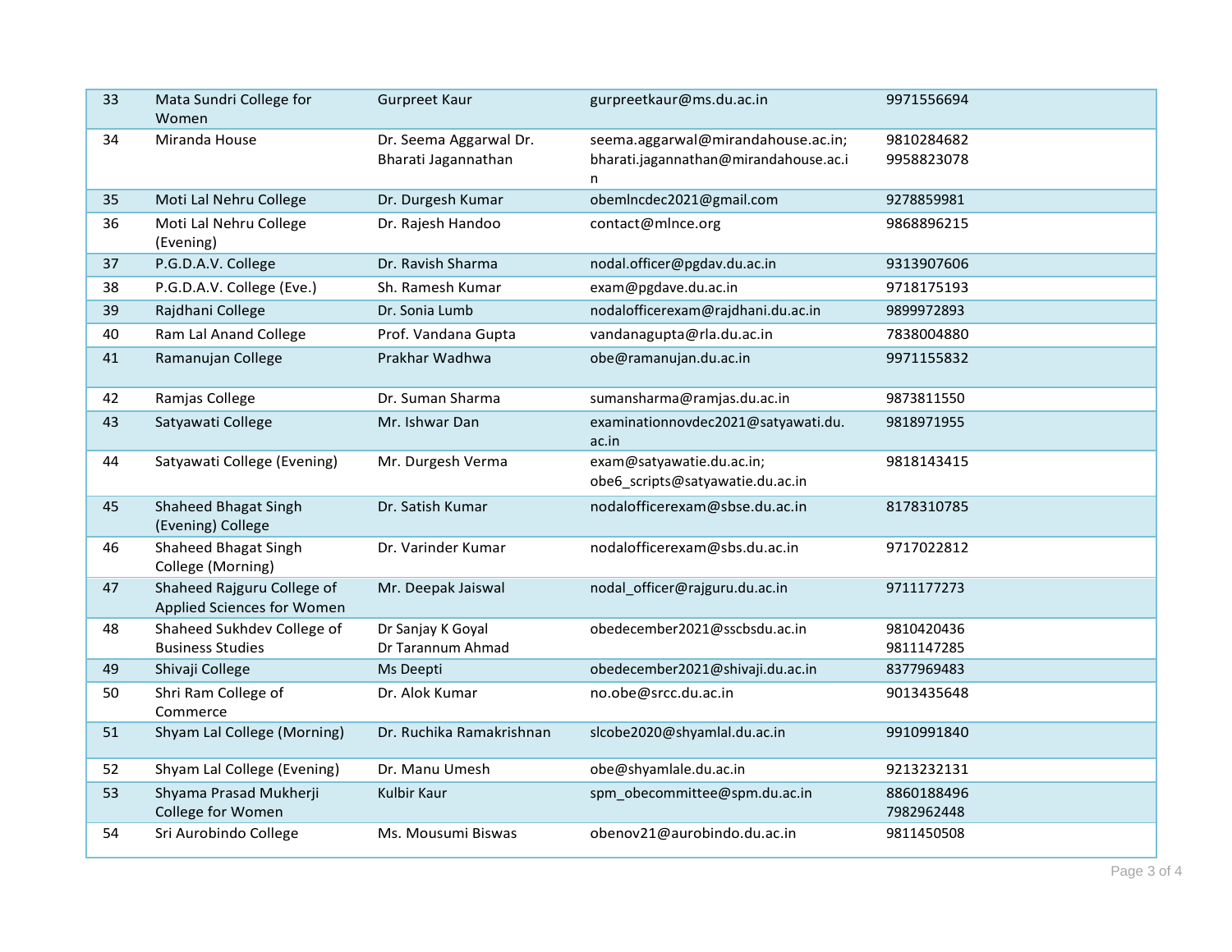| 33 | Mata Sundri College for Women | Gurpreet Kaur | gurpreetkaur@ms.du.ac.in | 9971556694 |
|---|---|---|---|---|
| 34 | Miranda House | Dr. Seema Aggarwal Dr. Bharati Jagannathan | seema.aggarwal@mirandahouse.ac.in; bharati.jagannathan@mirandahouse.ac.in | 9810284682 9958823078 |
| 35 | Moti Lal Nehru College | Dr. Durgesh Kumar | obemlncdec2021@gmail.com | 9278859981 |
| 36 | Moti Lal Nehru College (Evening) | Dr. Rajesh Handoo | contact@mlnce.org | 9868896215 |
| 37 | P.G.D.A.V. College | Dr. Ravish Sharma | nodal.officer@pgdav.du.ac.in | 9313907606 |
| 38 | P.G.D.A.V. College (Eve.) | Sh. Ramesh Kumar | exam@pgdave.du.ac.in | 9718175193 |
| 39 | Rajdhani College | Dr. Sonia Lumb | nodalofficerexam@rajdhani.du.ac.in | 9899972893 |
| 40 | Ram Lal Anand College | Prof. Vandana Gupta | vandanagupta@rla.du.ac.in | 7838004880 |
| 41 | Ramanujan College | Prakhar Wadhwa | obe@ramanujan.du.ac.in | 9971155832 |
| 42 | Ramjas College | Dr. Suman Sharma | sumansharma@ramjas.du.ac.in | 9873811550 |
| 43 | Satyawati College | Mr. Ishwar Dan | examinationnovdec2021@satyawati.du.ac.in | 9818971955 |
| 44 | Satyawati College (Evening) | Mr. Durgesh Verma | exam@satyawatie.du.ac.in; obe6_scripts@satyawatie.du.ac.in | 9818143415 |
| 45 | Shaheed Bhagat Singh (Evening) College | Dr. Satish Kumar | nodalofficerexam@sbse.du.ac.in | 8178310785 |
| 46 | Shaheed Bhagat Singh College (Morning) | Dr. Varinder Kumar | nodalofficerexam@sbs.du.ac.in | 9717022812 |
| 47 | Shaheed Rajguru College of Applied Sciences for Women | Mr. Deepak Jaiswal | nodal_officer@rajguru.du.ac.in | 9711177273 |
| 48 | Shaheed Sukhdev College of Business Studies | Dr Sanjay K Goyal Dr Tarannum Ahmad | obedecember2021@sscbsdu.ac.in | 9810420436 9811147285 |
| 49 | Shivaji College | Ms Deepti | obedecember2021@shivaji.du.ac.in | 8377969483 |
| 50 | Shri Ram College of Commerce | Dr. Alok Kumar | no.obe@srcc.du.ac.in | 9013435648 |
| 51 | Shyam Lal College (Morning) | Dr. Ruchika Ramakrishnan | slcobe2020@shyamlal.du.ac.in | 9910991840 |
| 52 | Shyam Lal College (Evening) | Dr. Manu Umesh | obe@shyamlale.du.ac.in | 9213232131 |
| 53 | Shyama Prasad Mukherji College for Women | Kulbir Kaur | spm_obecommittee@spm.du.ac.in | 8860188496 7982962448 |
| 54 | Sri Aurobindo College | Ms. Mousumi Biswas | obenov21@aurobindo.du.ac.in | 9811450508 |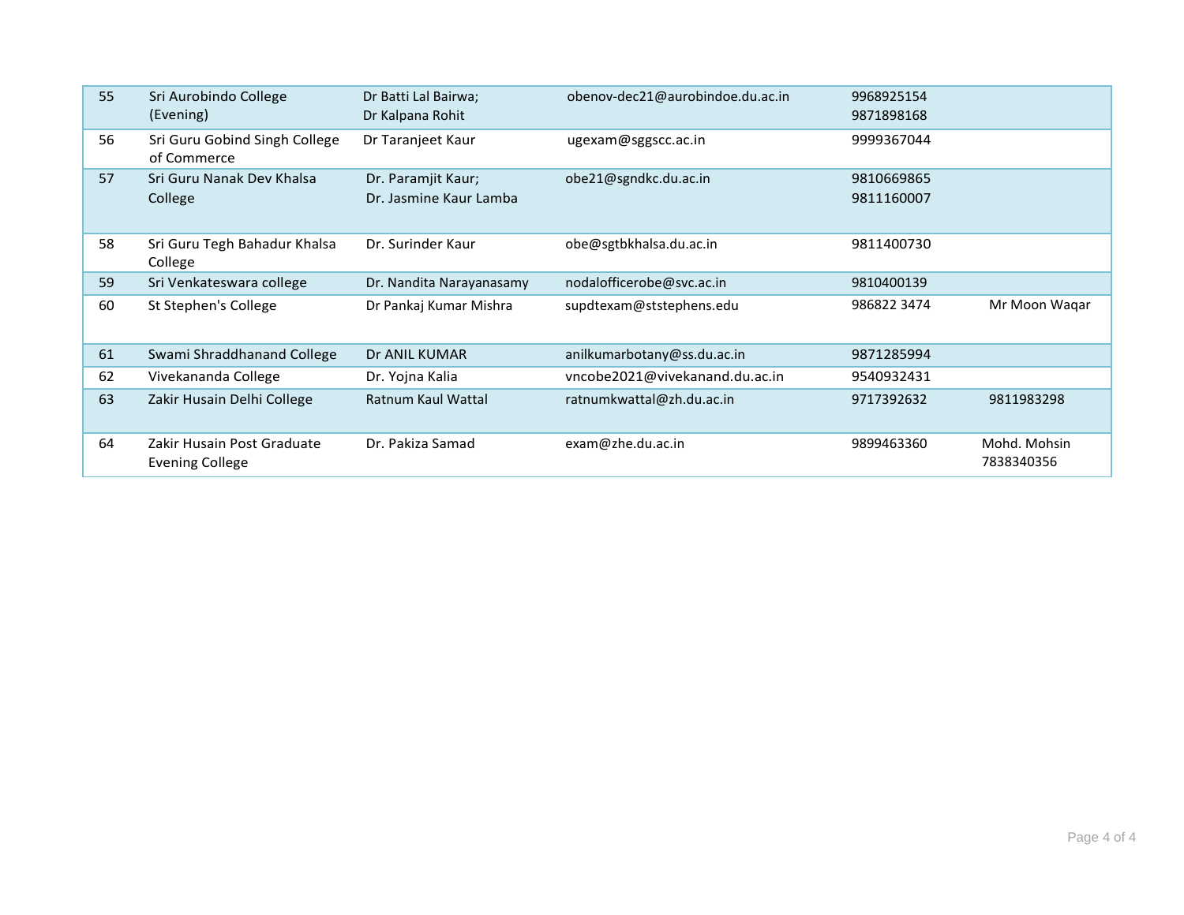| | | | | | |
|---|---|---|---|---|---|
| 55 | Sri Aurobindo College (Evening) | Dr Batti Lal Bairwa; Dr Kalpana Rohit | obenov-dec21@aurobindoe.du.ac.in | 9968925154 9871898168 | |
| 56 | Sri Guru Gobind Singh College of Commerce | Dr Taranjeet Kaur | ugexam@sggscc.ac.in | 9999367044 | |
| 57 | Sri Guru Nanak Dev Khalsa College | Dr. Paramjit Kaur; Dr. Jasmine Kaur Lamba | obe21@sgndkc.du.ac.in | 9810669865 9811160007 | |
| 58 | Sri Guru Tegh Bahadur Khalsa College | Dr. Surinder Kaur | obe@sgtbkhalsa.du.ac.in | 9811400730 | |
| 59 | Sri Venkateswara college | Dr. Nandita Narayanasamy | nodalofficerobe@svc.ac.in | 9810400139 | |
| 60 | St Stephen's College | Dr Pankaj Kumar Mishra | supdtexam@ststephens.edu | 986822 3474 | Mr Moon Waqar |
| 61 | Swami Shraddhanand College | Dr ANIL KUMAR | anilkumarbotany@ss.du.ac.in | 9871285994 | |
| 62 | Vivekananda College | Dr. Yojna Kalia | vncobe2021@vivekanand.du.ac.in | 9540932431 | |
| 63 | Zakir Husain Delhi College | Ratnum Kaul Wattal | ratnumkwattal@zh.du.ac.in | 9717392632 | 9811983298 |
| 64 | Zakir Husain Post Graduate Evening College | Dr. Pakiza Samad | exam@zhe.du.ac.in | 9899463360 | Mohd. Mohsin 7838340356 |